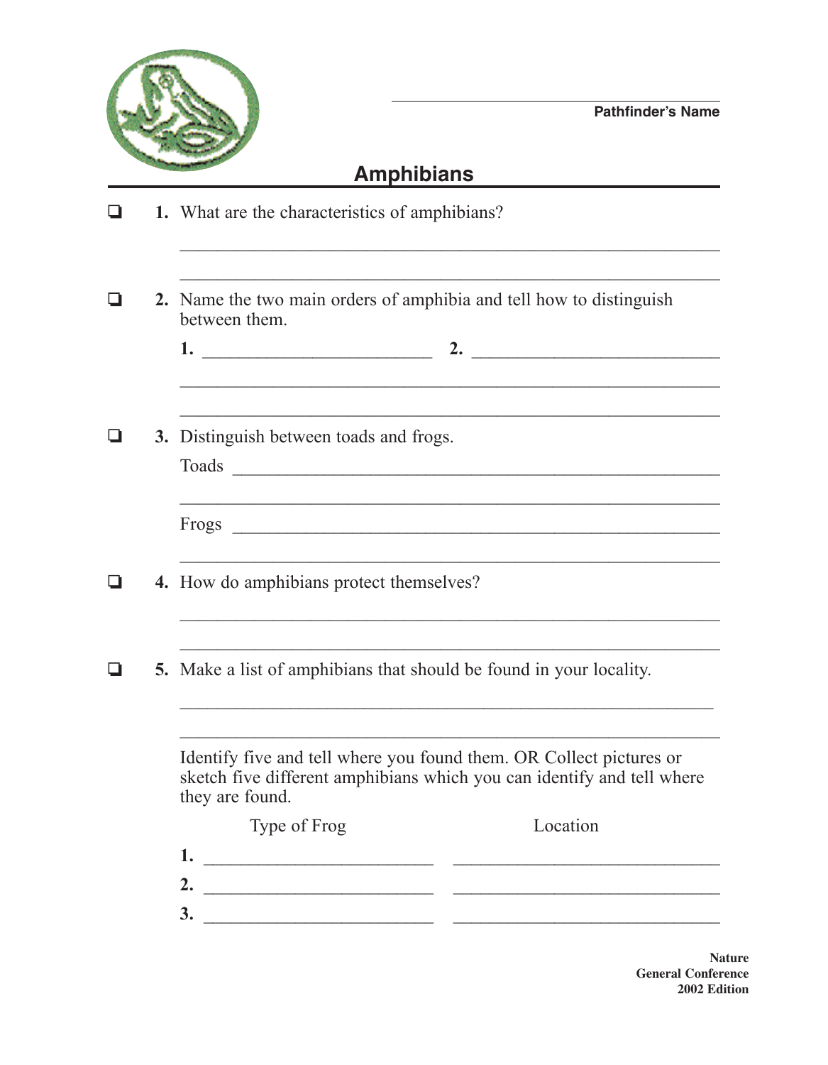Pathfinder's Name

# Amphibians

- [ ] **1.** What are the characteristics of amphibians?

_______________________________________________

_______________________________________________

- [ ] **2.** Name the two main orders of amphibia and tell how to distinguish between them.

**1.** ____________________ **2.** ____________________

_______________________________________________

_______________________________________________

- [ ] **3.** Distinguish between toads and frogs.

Toads _______________________________________________

_______________________________________________

Frogs _______________________________________________

_______________________________________________

- [ ] **4.** How do amphibians protect themselves?

_______________________________________________

_______________________________________________

- [ ] **5.** Make a list of amphibians that should be found in your locality.

_______________________________________________

_______________________________________________

Identify five and tell where you found them. OR Collect pictures or sketch five different amphibians which you can identify and tell where they are found.

| | Type of Frog | Location |
|---|---|---|
| **1.** | | |
| **2.** | | |
| **3.** | | |

**Nature**
**General Conference**
**2002 Edition**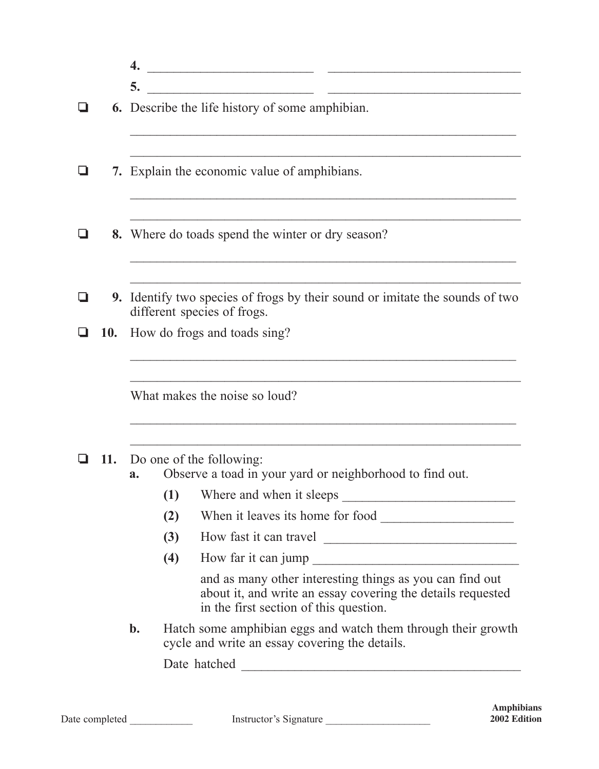4. _________________________ _____________________________
5. _________________________ _____________________________

❑ **6.** Describe the life history of some amphibian.

_____________________________________________________________

_____________________________________________________________

❑ **7.** Explain the economic value of amphibians.

_____________________________________________________________

_____________________________________________________________

❑ **8.** Where do toads spend the winter or dry season?

_____________________________________________________________

_____________________________________________________________

❑ **9.** Identify two species of frogs by their sound or imitate the sounds of two different species of frogs.

❑ **10.** How do frogs and toads sing?

_____________________________________________________________

_____________________________________________________________

What makes the noise so loud?

_____________________________________________________________

_____________________________________________________________

❑ **11.** Do one of the following:

**a.** Observe a toad in your yard or neighborhood to find out.

**(1)** Where and when it sleeps __________________________

**(2)** When it leaves its home for food ____________________

**(3)** How fast it can travel ______________________________

**(4)** How far it can jump ________________________________

and as many other interesting things as you can find out about it, and write an essay covering the details requested in the first section of this question.

**b.** Hatch some amphibian eggs and watch them through their growth cycle and write an essay covering the details.

Date hatched ___________________________________________

Date completed ____________ Instructor's Signature ____________________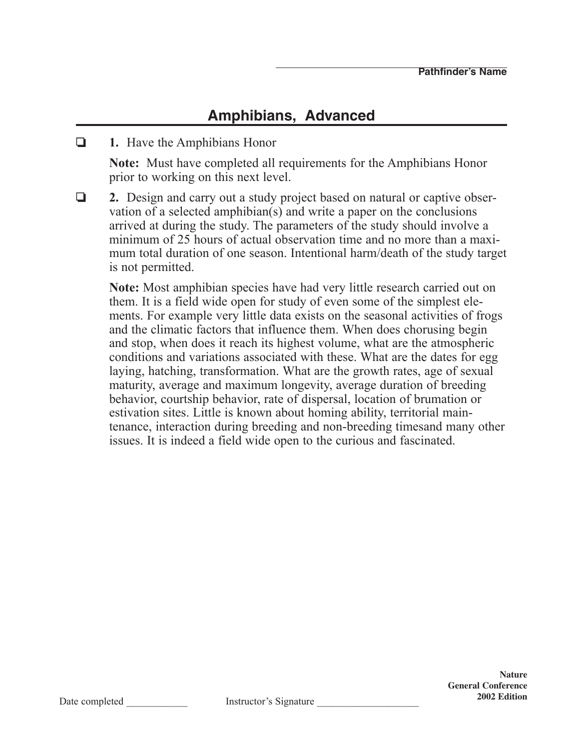Pathfinder's Name

# Amphibians, Advanced

- ❑ **1.** Have the Amphibians Honor

  **Note:** Must have completed all requirements for the Amphibians Honor prior to working on this next level.

- ❑ **2.** Design and carry out a study project based on natural or captive observation of a selected amphibian(s) and write a paper on the conclusions arrived at during the study. The parameters of the study should involve a minimum of 25 hours of actual observation time and no more than a maximum total duration of one season. Intentional harm/death of the study target is not permitted.

  **Note:** Most amphibian species have had very little research carried out on them. It is a field wide open for study of even some of the simplest elements. For example very little data exists on the seasonal activities of frogs and the climatic factors that influence them. When does chorusing begin and stop, when does it reach its highest volume, what are the atmospheric conditions and variations associated with these. What are the dates for egg laying, hatching, transformation. What are the growth rates, age of sexual maturity, average and maximum longevity, average duration of breeding behavior, courtship behavior, rate of dispersal, location of brumation or estivation sites. Little is known about homing ability, territorial maintenance, interaction during breeding and non-breeding timesand many other issues. It is indeed a field wide open to the curious and fascinated.

Date completed ____________ Instructor's Signature ____________________

**Nature**
**General Conference**
**2002 Edition**